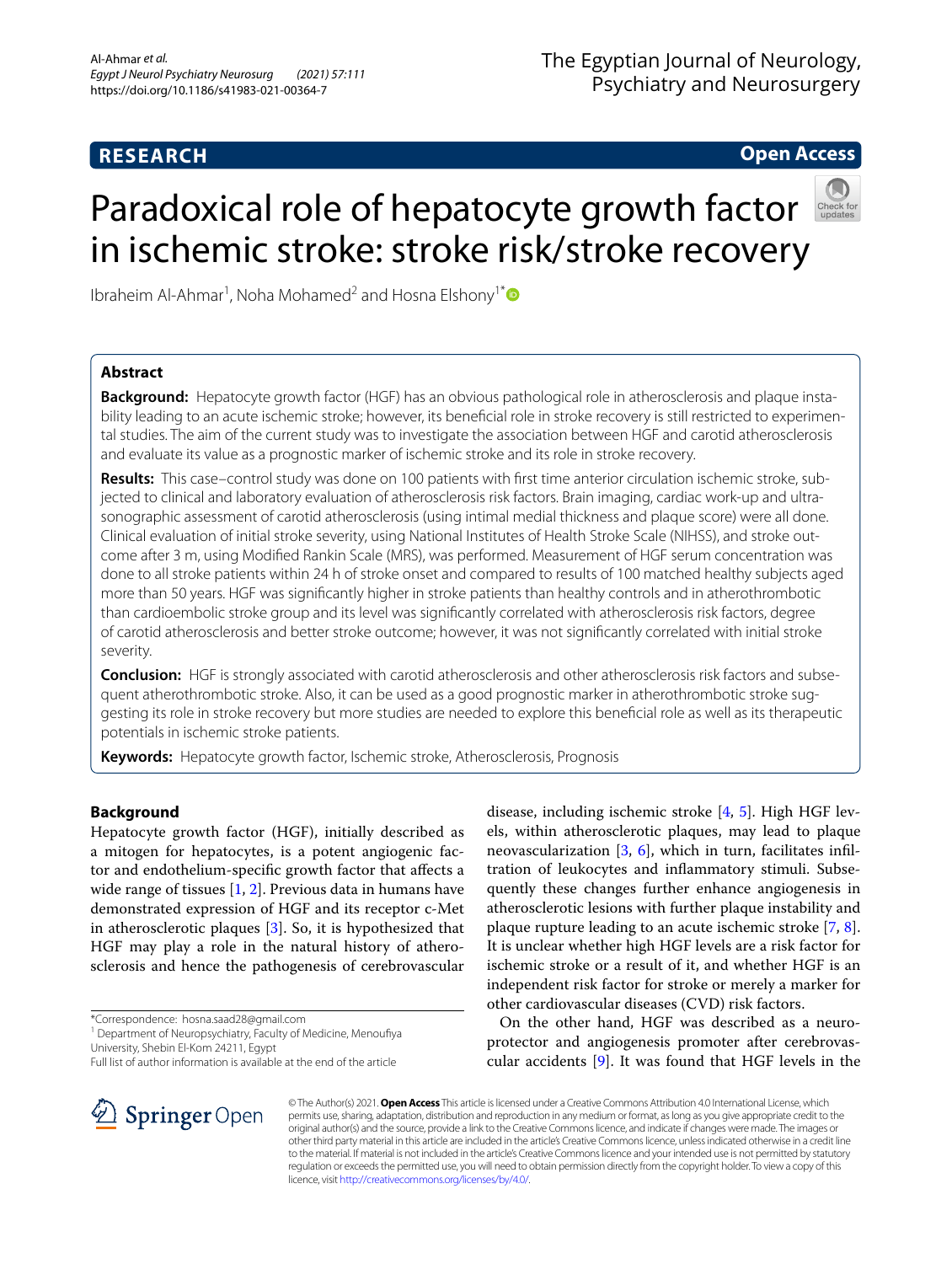**RESEARCH** **Open Access**

# Paradoxical role of hepatocyte growth factor in ischemic stroke: stroke risk/stroke recovery

Ibraheim Al-Ahmar[1], Noha Mohamed[2] and Hosna Elshony[1*]

## Abstract

**Background:** Hepatocyte growth factor (HGF) has an obvious pathological role in atherosclerosis and plaque instability leading to an acute ischemic stroke; however, its beneficial role in stroke recovery is still restricted to experimental studies. The aim of the current study was to investigate the association between HGF and carotid atherosclerosis and evaluate its value as a prognostic marker of ischemic stroke and its role in stroke recovery.

**Results:** This case–control study was done on 100 patients with first time anterior circulation ischemic stroke, subjected to clinical and laboratory evaluation of atherosclerosis risk factors. Brain imaging, cardiac work-up and ultrasonographic assessment of carotid atherosclerosis (using intimal medial thickness and plaque score) were all done. Clinical evaluation of initial stroke severity, using National Institutes of Health Stroke Scale (NIHSS), and stroke outcome after 3 m, using Modified Rankin Scale (MRS), was performed. Measurement of HGF serum concentration was done to all stroke patients within 24 h of stroke onset and compared to results of 100 matched healthy subjects aged more than 50 years. HGF was significantly higher in stroke patients than healthy controls and in atherothrombotic than cardioembolic stroke group and its level was significantly correlated with atherosclerosis risk factors, degree of carotid atherosclerosis and better stroke outcome; however, it was not significantly correlated with initial stroke severity.

**Conclusion:** HGF is strongly associated with carotid atherosclerosis and other atherosclerosis risk factors and subsequent atherothrombotic stroke. Also, it can be used as a good prognostic marker in atherothrombotic stroke suggesting its role in stroke recovery but more studies are needed to explore this beneficial role as well as its therapeutic potentials in ischemic stroke patients.

**Keywords:** Hepatocyte growth factor, Ischemic stroke, Atherosclerosis, Prognosis

## Background

Hepatocyte growth factor (HGF), initially described as a mitogen for hepatocytes, is a potent angiogenic factor and endothelium-specific growth factor that affects a wide range of tissues [1, 2]. Previous data in humans have demonstrated expression of HGF and its receptor c-Met in atherosclerotic plaques [3]. So, it is hypothesized that HGF may play a role in the natural history of atherosclerosis and hence the pathogenesis of cerebrovascular disease, including ischemic stroke [4, 5]. High HGF levels, within atherosclerotic plaques, may lead to plaque neovascularization [3, 6], which in turn, facilitates infiltration of leukocytes and inflammatory stimuli. Subsequently these changes further enhance angiogenesis in atherosclerotic lesions with further plaque instability and plaque rupture leading to an acute ischemic stroke [7, 8]. It is unclear whether high HGF levels are a risk factor for ischemic stroke or a result of it, and whether HGF is an independent risk factor for stroke or merely a marker for other cardiovascular diseases (CVD) risk factors.

On the other hand, HGF was described as a neuroprotector and angiogenesis promoter after cerebrovascular accidents [9]. It was found that HGF levels in the

*Correspondence: hosna.saad28@gmail.com
[1] Department of Neuropsychiatry, Faculty of Medicine, Menoufiya University, Shebin El-Kom 24211, Egypt
Full list of author information is available at the end of the article

© The Author(s) 2021. **Open Access** This article is licensed under a Creative Commons Attribution 4.0 International License, which permits use, sharing, adaptation, distribution and reproduction in any medium or format, as long as you give appropriate credit to the original author(s) and the source, provide a link to the Creative Commons licence, and indicate if changes were made. The images or other third party material in this article are included in the article's Creative Commons licence, unless indicated otherwise in a credit line to the material. If material is not included in the article's Creative Commons licence and your intended use is not permitted by statutory regulation or exceeds the permitted use, you will need to obtain permission directly from the copyright holder. To view a copy of this licence, visit http://creativecommons.org/licenses/by/4.0/.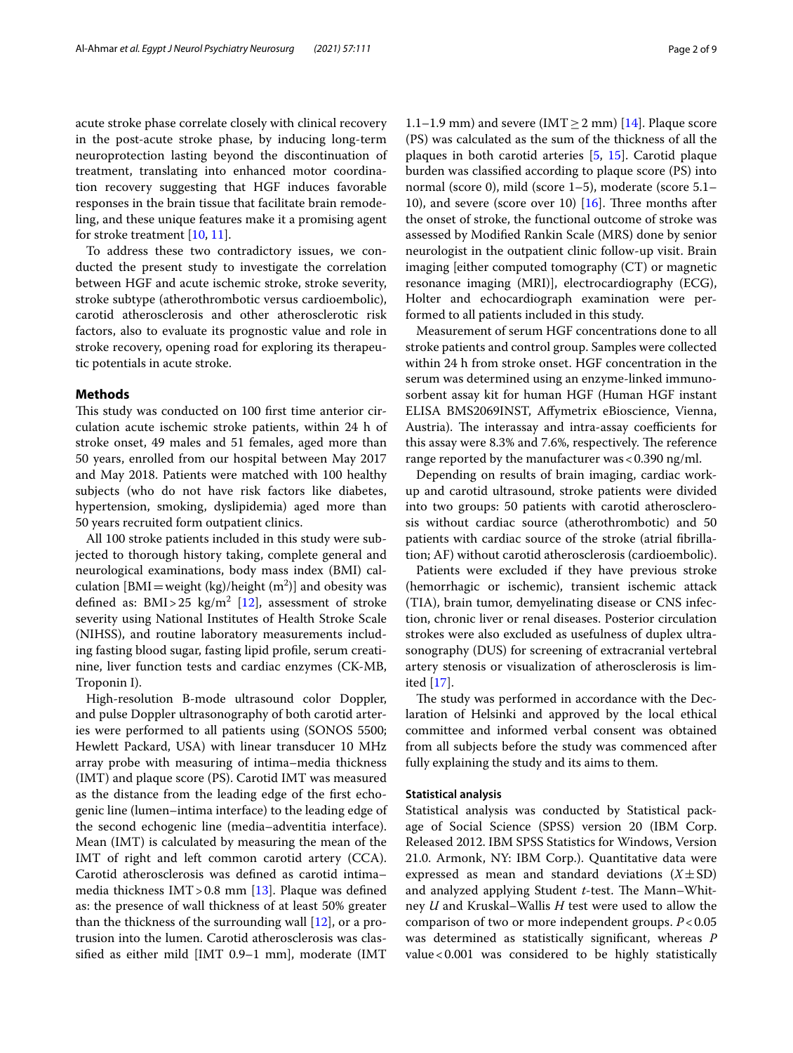acute stroke phase correlate closely with clinical recovery in the post-acute stroke phase, by inducing long-term neuroprotection lasting beyond the discontinuation of treatment, translating into enhanced motor coordination recovery suggesting that HGF induces favorable responses in the brain tissue that facilitate brain remodeling, and these unique features make it a promising agent for stroke treatment [10, 11].

To address these two contradictory issues, we conducted the present study to investigate the correlation between HGF and acute ischemic stroke, stroke severity, stroke subtype (atherothrombotic versus cardioembolic), carotid atherosclerosis and other atherosclerotic risk factors, also to evaluate its prognostic value and role in stroke recovery, opening road for exploring its therapeutic potentials in acute stroke.

## Methods

This study was conducted on 100 first time anterior circulation acute ischemic stroke patients, within 24 h of stroke onset, 49 males and 51 females, aged more than 50 years, enrolled from our hospital between May 2017 and May 2018. Patients were matched with 100 healthy subjects (who do not have risk factors like diabetes, hypertension, smoking, dyslipidemia) aged more than 50 years recruited form outpatient clinics.

All 100 stroke patients included in this study were subjected to thorough history taking, complete general and neurological examinations, body mass index (BMI) calculation [BMI = weight (kg)/height ($m^2$)] and obesity was defined as: BMI > 25 kg/$m^2$ [12], assessment of stroke severity using National Institutes of Health Stroke Scale (NIHSS), and routine laboratory measurements including fasting blood sugar, fasting lipid profile, serum creatinine, liver function tests and cardiac enzymes (CK-MB, Troponin I).

High-resolution B-mode ultrasound color Doppler, and pulse Doppler ultrasonography of both carotid arteries were performed to all patients using (SONOS 5500; Hewlett Packard, USA) with linear transducer 10 MHz array probe with measuring of intima–media thickness (IMT) and plaque score (PS). Carotid IMT was measured as the distance from the leading edge of the first echogenic line (lumen–intima interface) to the leading edge of the second echogenic line (media–adventitia interface). Mean (IMT) is calculated by measuring the mean of the IMT of right and left common carotid artery (CCA). Carotid atherosclerosis was defined as carotid intima–media thickness IMT > 0.8 mm [13]. Plaque was defined as: the presence of wall thickness of at least 50% greater than the thickness of the surrounding wall [12], or a protrusion into the lumen. Carotid atherosclerosis was classified as either mild [IMT 0.9–1 mm], moderate (IMT 1.1–1.9 mm) and severe (IMT ≥ 2 mm) [14]. Plaque score (PS) was calculated as the sum of the thickness of all the plaques in both carotid arteries [5, 15]. Carotid plaque burden was classified according to plaque score (PS) into normal (score 0), mild (score 1–5), moderate (score 5.1–10), and severe (score over 10) [16]. Three months after the onset of stroke, the functional outcome of stroke was assessed by Modified Rankin Scale (MRS) done by senior neurologist in the outpatient clinic follow-up visit. Brain imaging [either computed tomography (CT) or magnetic resonance imaging (MRI)], electrocardiography (ECG), Holter and echocardiograph examination were performed to all patients included in this study.

Measurement of serum HGF concentrations done to all stroke patients and control group. Samples were collected within 24 h from stroke onset. HGF concentration in the serum was determined using an enzyme-linked immunosorbent assay kit for human HGF (Human HGF instant ELISA BMS2069INST, Affymetrix eBioscience, Vienna, Austria). The interassay and intra-assay coefficients for this assay were 8.3% and 7.6%, respectively. The reference range reported by the manufacturer was < 0.390 ng/ml.

Depending on results of brain imaging, cardiac workup and carotid ultrasound, stroke patients were divided into two groups: 50 patients with carotid atherosclerosis without cardiac source (atherothrombotic) and 50 patients with cardiac source of the stroke (atrial fibrillation; AF) without carotid atherosclerosis (cardioembolic).

Patients were excluded if they have previous stroke (hemorrhagic or ischemic), transient ischemic attack (TIA), brain tumor, demyelinating disease or CNS infection, chronic liver or renal diseases. Posterior circulation strokes were also excluded as usefulness of duplex ultrasonography (DUS) for screening of extracranial vertebral artery stenosis or visualization of atherosclerosis is limited [17].

The study was performed in accordance with the Declaration of Helsinki and approved by the local ethical committee and informed verbal consent was obtained from all subjects before the study was commenced after fully explaining the study and its aims to them.

### Statistical analysis

Statistical analysis was conducted by Statistical package of Social Science (SPSS) version 20 (IBM Corp. Released 2012. IBM SPSS Statistics for Windows, Version 21.0. Armonk, NY: IBM Corp.). Quantitative data were expressed as mean and standard deviations ($X \pm SD$) and analyzed applying Student *t*-test. The Mann–Whitney *U* and Kruskal–Wallis *H* test were used to allow the comparison of two or more independent groups. $P < 0.05$ was determined as statistically significant, whereas *P* value $< 0.001$ was considered to be highly statistically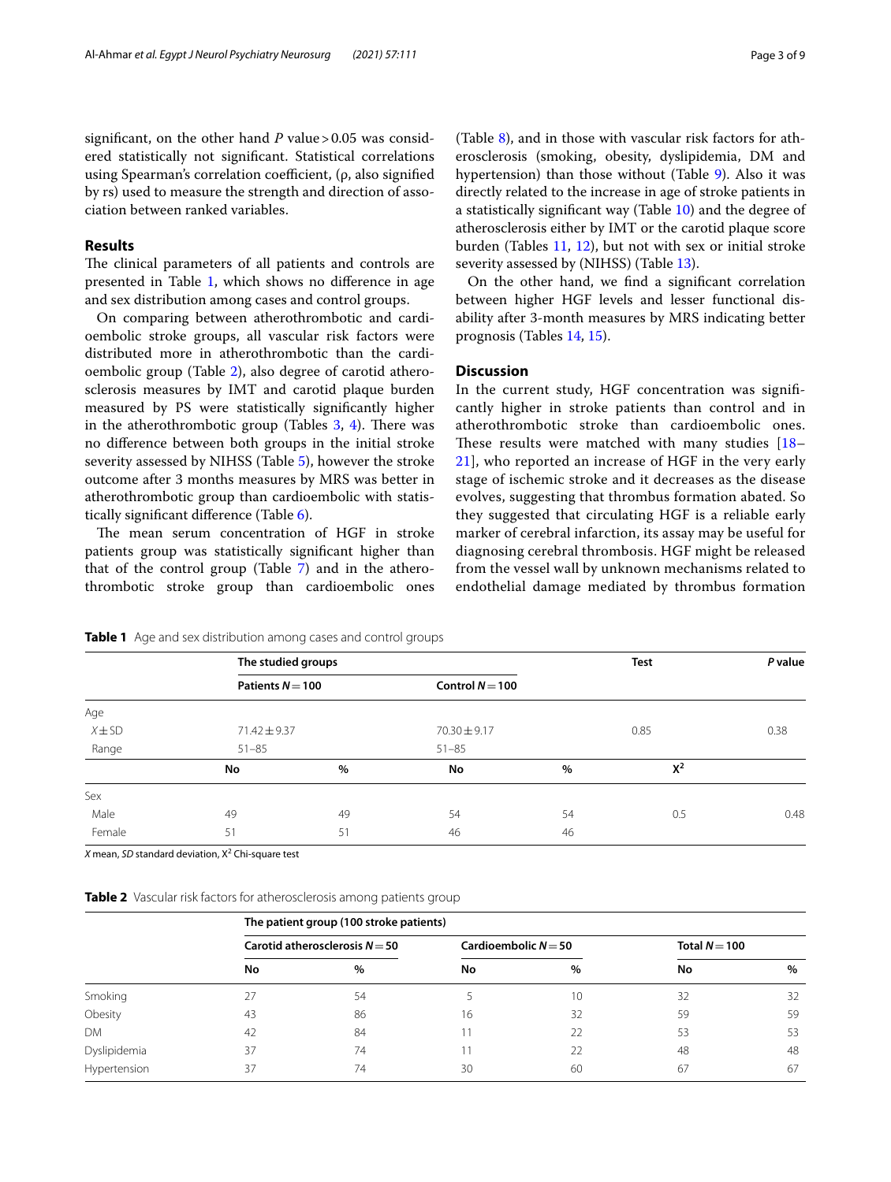significant, on the other hand *P* value > 0.05 was considered statistically not significant. Statistical correlations using Spearman's correlation coefficient, (ρ, also signified by rs) used to measure the strength and direction of association between ranked variables.

## Results

The clinical parameters of all patients and controls are presented in Table 1, which shows no difference in age and sex distribution among cases and control groups.

On comparing between atherothrombotic and cardioembolic stroke groups, all vascular risk factors were distributed more in atherothrombotic than the cardioembolic group (Table 2), also degree of carotid atherosclerosis measures by IMT and carotid plaque burden measured by PS were statistically significantly higher in the atherothrombotic group (Tables 3, 4). There was no difference between both groups in the initial stroke severity assessed by NIHSS (Table 5), however the stroke outcome after 3 months measures by MRS was better in atherothrombotic group than cardioembolic with statistically significant difference (Table 6).

The mean serum concentration of HGF in stroke patients group was statistically significant higher than that of the control group (Table 7) and in the atherothrombotic stroke group than cardioembolic ones (Table 8), and in those with vascular risk factors for atherosclerosis (smoking, obesity, dyslipidemia, DM and hypertension) than those without (Table 9). Also it was directly related to the increase in age of stroke patients in a statistically significant way (Table 10) and the degree of atherosclerosis either by IMT or the carotid plaque score burden (Tables 11, 12), but not with sex or initial stroke severity assessed by (NIHSS) (Table 13).

On the other hand, we find a significant correlation between higher HGF levels and lesser functional disability after 3-month measures by MRS indicating better prognosis (Tables 14, 15).

## Discussion

In the current study, HGF concentration was significantly higher in stroke patients than control and in atherothrombotic stroke than cardioembolic ones. These results were matched with many studies [18–21], who reported an increase of HGF in the very early stage of ischemic stroke and it decreases as the disease evolves, suggesting that thrombus formation abated. So they suggested that circulating HGF is a reliable early marker of cerebral infarction, its assay may be useful for diagnosing cerebral thrombosis. HGF might be released from the vessel wall by unknown mechanisms related to endothelial damage mediated by thrombus formation

**Table 1** Age and sex distribution among cases and control groups

| | The studied groups | | | | Test | *P* value |
|---|---|---|---|---|---|---|
| | Patients $N = 100$ | | Control $N = 100$ | | | |
| Age | | | | | | |
| $X \pm SD$ | 71.42 ± 9.37 | | 70.30 ± 9.17 | | 0.85 | 0.38 |
| Range | 51–85 | | 51–85 | | | |
| | No | % | No | % | $X^2$ | |
| Sex | | | | | | |
| Male | 49 | 49 | 54 | 54 | 0.5 | 0.48 |
| Female | 51 | 51 | 46 | 46 | | |

*X* mean, *SD* standard deviation, $X^2$ Chi-square test

**Table 2** Vascular risk factors for atherosclerosis among patients group

| | The patient group (100 stroke patients) | | | | | |
|---|---|---|---|---|---|---|
| | Carotid atherosclerosis $N = 50$ | | Cardioembolic $N = 50$ | | Total $N = 100$ | |
| | No | % | No | % | No | % |
| Smoking | 27 | 54 | 5 | 10 | 32 | 32 |
| Obesity | 43 | 86 | 16 | 32 | 59 | 59 |
| DM | 42 | 84 | 11 | 22 | 53 | 53 |
| Dyslipidemia | 37 | 74 | 11 | 22 | 48 | 48 |
| Hypertension | 37 | 74 | 30 | 60 | 67 | 67 |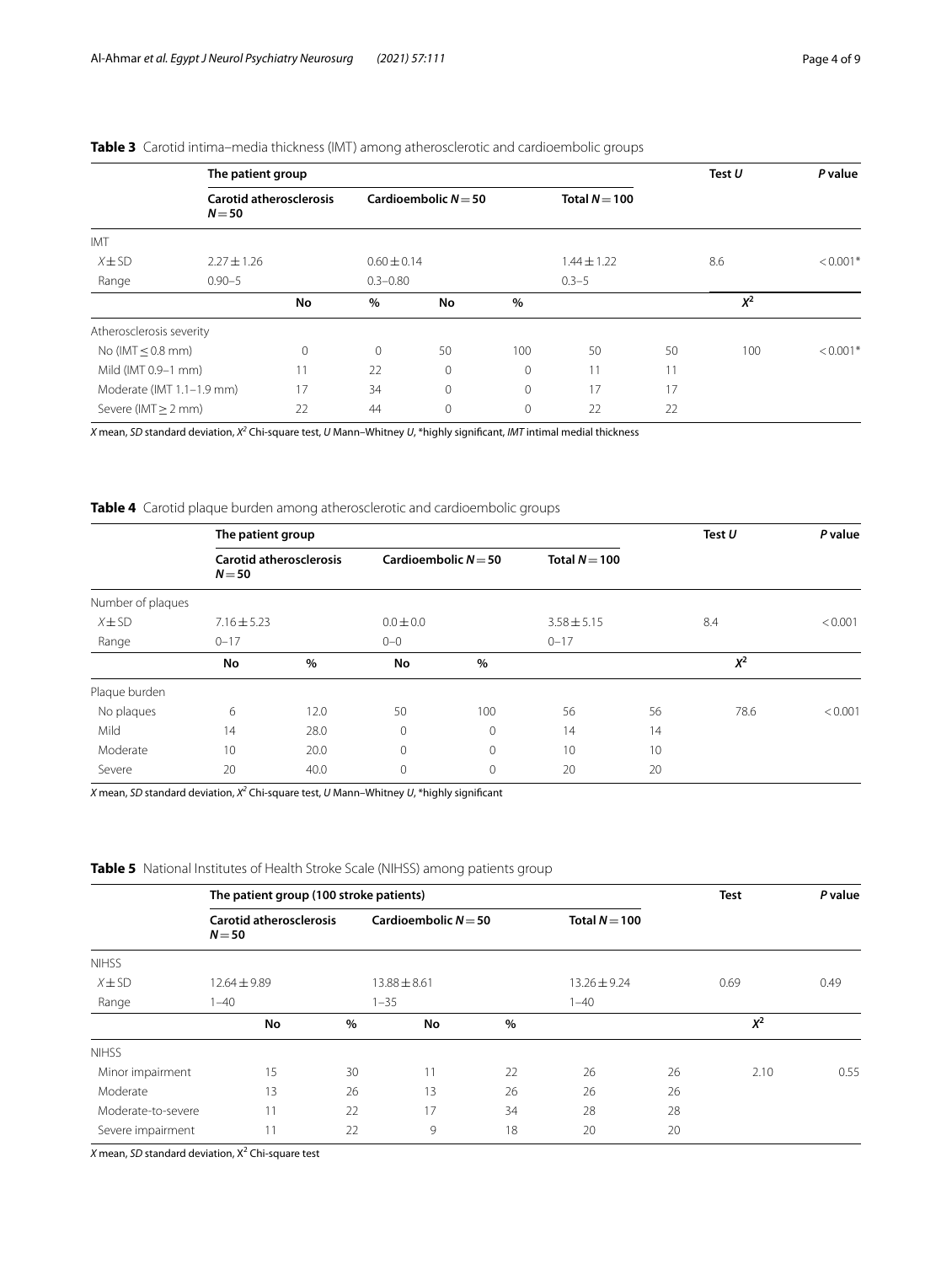**Table 3** Carotid intima–media thickness (IMT) among atherosclerotic and cardioembolic groups

| | The patient group | | | | | | Test *U* | *P* value |
|---|---|---|---|---|---|---|---|---|
| | Carotid atherosclerosis $N=50$ | | Cardioembolic $N=50$ | | Total $N=100$ | | | |
| IMT | | | | | | | | |
| $X \pm SD$ | 2.27 ± 1.26 | | 0.60 ± 0.14 | | 1.44 ± 1.22 | | 8.6 | < 0.001* |
| Range | 0.90–5 | | 0.3–0.80 | | 0.3–5 | | | |
| | No | % | No | % | | | $X^2$ | |
| Atherosclerosis severity | | | | | | | | |
| No (IMT ≤ 0.8 mm) | 0 | 0 | 50 | 100 | 50 | 50 | 100 | < 0.001* |
| Mild (IMT 0.9–1 mm) | 11 | 22 | 0 | 0 | 11 | 11 | | |
| Moderate (IMT 1.1–1.9 mm) | 17 | 34 | 0 | 0 | 17 | 17 | | |
| Severe (IMT ≥ 2 mm) | 22 | 44 | 0 | 0 | 22 | 22 | | |

*X* mean, *SD* standard deviation, $X^2$ Chi-square test, *U* Mann–Whitney *U*, *highly significant, *IMT* intimal medial thickness

**Table 4** Carotid plaque burden among atherosclerotic and cardioembolic groups

| | The patient group | | | | | | Test *U* | *P* value |
|---|---|---|---|---|---|---|---|---|
| | Carotid atherosclerosis $N=50$ | | Cardioembolic $N=50$ | | Total $N=100$ | | | |
| Number of plaques | | | | | | | | |
| $X \pm SD$ | 7.16 ± 5.23 | | 0.0 ± 0.0 | | 3.58 ± 5.15 | | 8.4 | < 0.001 |
| Range | 0–17 | | 0–0 | | 0–17 | | | |
| | No | % | No | % | | | $X^2$ | |
| Plaque burden | | | | | | | | |
| No plaques | 6 | 12.0 | 50 | 100 | 56 | 56 | 78.6 | < 0.001 |
| Mild | 14 | 28.0 | 0 | 0 | 14 | 14 | | |
| Moderate | 10 | 20.0 | 0 | 0 | 10 | 10 | | |
| Severe | 20 | 40.0 | 0 | 0 | 20 | 20 | | |

*X* mean, *SD* standard deviation, $X^2$ Chi-square test, *U* Mann–Whitney *U*, *highly significant

**Table 5** National Institutes of Health Stroke Scale (NIHSS) among patients group

| | The patient group (100 stroke patients) | | | | | | Test | *P* value |
|---|---|---|---|---|---|---|---|---|
| | Carotid atherosclerosis $N=50$ | | Cardioembolic $N=50$ | | Total $N=100$ | | | |
| NIHSS | | | | | | | | |
| $X \pm SD$ | 12.64 ± 9.89 | | 13.88 ± 8.61 | | 13.26 ± 9.24 | | 0.69 | 0.49 |
| Range | 1–40 | | 1–35 | | 1–40 | | | |
| | No | % | No | % | | | $X^2$ | |
| NIHSS | | | | | | | | |
| Minor impairment | 15 | 30 | 11 | 22 | 26 | 26 | 2.10 | 0.55 |
| Moderate | 13 | 26 | 13 | 26 | 26 | 26 | | |
| Moderate-to-severe | 11 | 22 | 17 | 34 | 28 | 28 | | |
| Severe impairment | 11 | 22 | 9 | 18 | 20 | 20 | | |

*X* mean, *SD* standard deviation, $X^2$ Chi-square test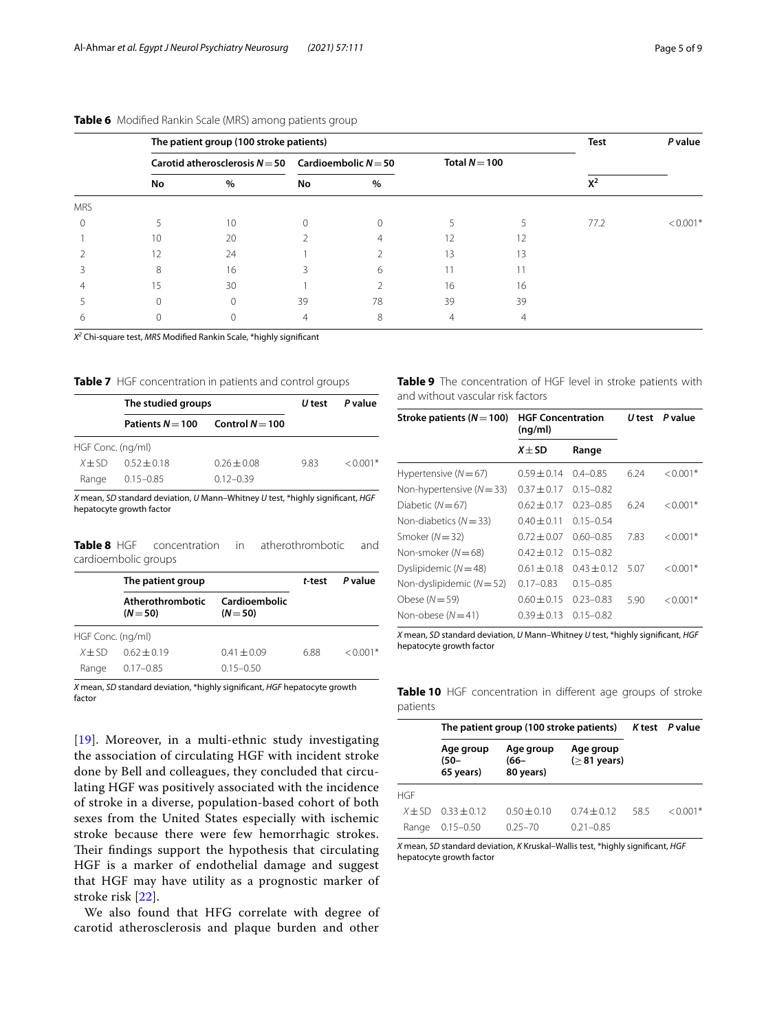**Table 6** Modified Rankin Scale (MRS) among patients group

| | The patient group (100 stroke patients) | | | | | | Test | P value |
|---|---|---|---|---|---|---|---|---|
| | Carotid atherosclerosis $N=50$ | | Cardioembolic $N=50$ | | Total $N=100$ | | | |
| | No | % | No | % | | | $X^2$ | |
| MRS | | | | | | | | |
| 0 | 5 | 10 | 0 | 0 | 5 | 5 | 77.2 | <0.001* |
| 1 | 10 | 20 | 2 | 4 | 12 | 12 | | |
| 2 | 12 | 24 | 1 | 2 | 13 | 13 | | |
| 3 | 8 | 16 | 3 | 6 | 11 | 11 | | |
| 4 | 15 | 30 | 1 | 2 | 16 | 16 | | |
| 5 | 0 | 0 | 39 | 78 | 39 | 39 | | |
| 6 | 0 | 0 | 4 | 8 | 4 | 4 | | |

$X^2$ Chi-square test, *MRS* Modified Rankin Scale, *highly significant

**Table 7** HGF concentration in patients and control groups

| | The studied groups | | U test | P value |
|---|---|---|---|---|
| | Patients $N=100$ | Control $N=100$ | | |
| HGF Conc. (ng/ml) | | | | |
| $X \pm SD$ | 0.52 ± 0.18 | 0.26 ± 0.08 | 9.83 | <0.001* |
| Range | 0.15–0.85 | 0.12–0.39 | | |

*X* mean, *SD* standard deviation, *U* Mann–Whitney *U* test, *highly significant, *HGF* hepatocyte growth factor

**Table 8** HGF concentration in atherothrombotic and cardioembolic groups

| | The patient group | | t-test | P value |
|---|---|---|---|---|
| | Atherothrombotic ($N=50$) | Cardioembolic ($N=50$) | | |
| HGF Conc. (ng/ml) | | | | |
| $X \pm SD$ | 0.62 ± 0.19 | 0.41 ± 0.09 | 6.88 | <0.001* |
| Range | 0.17–0.85 | 0.15–0.50 | | |

*X* mean, *SD* standard deviation, *highly significant, *HGF* hepatocyte growth factor

[19]. Moreover, in a multi-ethnic study investigating the association of circulating HGF with incident stroke done by Bell and colleagues, they concluded that circulating HGF was positively associated with the incidence of stroke in a diverse, population-based cohort of both sexes from the United States especially with ischemic stroke because there were few hemorrhagic strokes. Their findings support the hypothesis that circulating HGF is a marker of endothelial damage and suggest that HGF may have utility as a prognostic marker of stroke risk [22].

We also found that HFG correlate with degree of carotid atherosclerosis and plaque burden and other

**Table 9** The concentration of HGF level in stroke patients with and without vascular risk factors

| Stroke patients ($N=100$) | HGF Concentration (ng/ml) | | U test | P value |
|---|---|---|---|---|
| | $X \pm SD$ | Range | | |
| Hypertensive ($N=67$) | 0.59 ± 0.14 | 0.4–0.85 | 6.24 | <0.001* |
| Non-hypertensive ($N=33$) | 0.37 ± 0.17 | 0.15–0.82 | | |
| Diabetic ($N=67$) | 0.62 ± 0.17 | 0.23–0.85 | 6.24 | <0.001* |
| Non-diabetics ($N=33$) | 0.40 ± 0.11 | 0.15–0.54 | | |
| Smoker ($N=32$) | 0.72 ± 0.07 | 0.60–0.85 | 7.83 | <0.001* |
| Non-smoker ($N=68$) | 0.42 ± 0.12 | 0.15–0.82 | | |
| Dyslipidemic ($N=48$) | 0.61 ± 0.18 | 0.43 ± 0.12 | 5.07 | <0.001* |
| Non-dyslipidemic ($N=52$) | 0.17–0.83 | 0.15–0.85 | | |
| Obese ($N=59$) | 0.60 ± 0.15 | 0.23–0.83 | 5.90 | <0.001* |
| Non-obese ($N=41$) | 0.39 ± 0.13 | 0.15–0.82 | | |

*X* mean, *SD* standard deviation, *U* Mann–Whitney *U* test, *highly significant, *HGF* hepatocyte growth factor

**Table 10** HGF concentration in different age groups of stroke patients

| | The patient group (100 stroke patients) | | | K test | P value |
|---|---|---|---|---|---|
| | Age group (50–65 years) | Age group (66–80 years) | Age group (≥ 81 years) | | |
| HGF | | | | | |
| $X \pm SD$ | 0.33 ± 0.12 | 0.50 ± 0.10 | 0.74 ± 0.12 | 58.5 | <0.001* |
| Range | 0.15–0.50 | 0.25–70 | 0.21–0.85 | | |

*X* mean, *SD* standard deviation, *K* Kruskal–Wallis test, *highly significant, *HGF* hepatocyte growth factor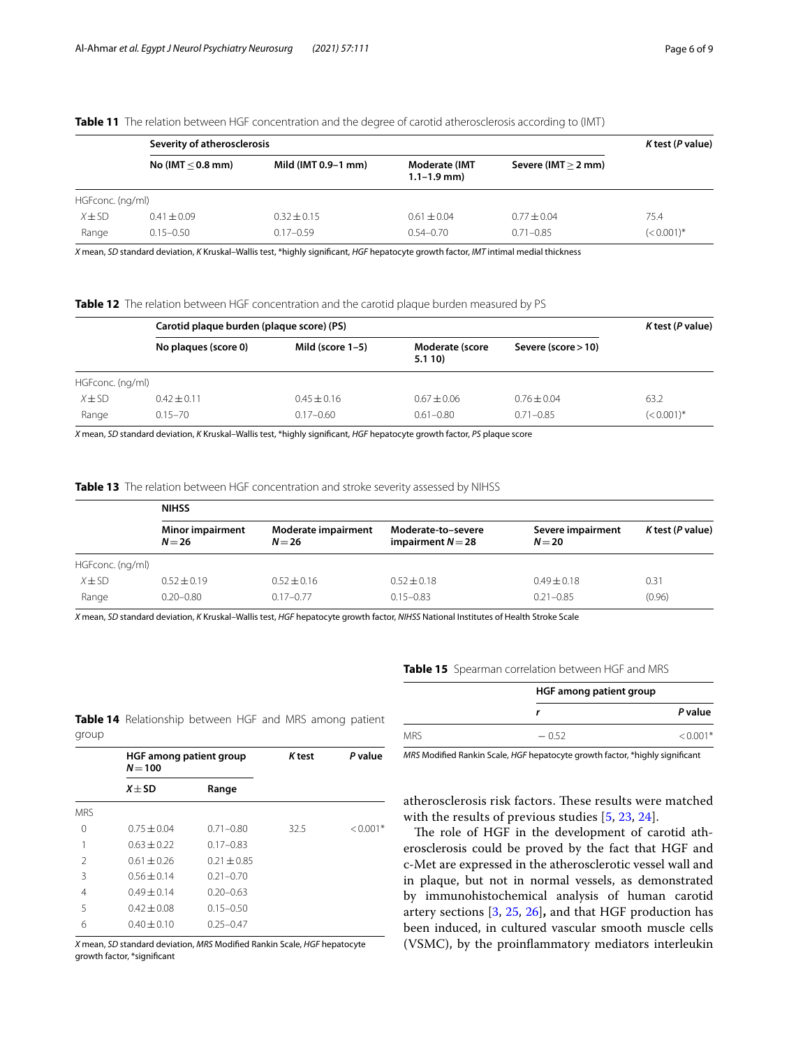**Table 11** The relation between HGF concentration and the degree of carotid atherosclerosis according to (IMT)

| | Severity of atherosclerosis | | | | *K* test (*P* value) |
|---|---|---|---|---|---|
| | No (IMT ≤ 0.8 mm) | Mild (IMT 0.9–1 mm) | Moderate (IMT 1.1–1.9 mm) | Severe (IMT ≥ 2 mm) | |
| HGFconc. (ng/ml) | | | | | |
| *X* ± SD | 0.41 ± 0.09 | 0.32 ± 0.15 | 0.61 ± 0.04 | 0.77 ± 0.04 | 75.4 |
| Range | 0.15–0.50 | 0.17–0.59 | 0.54–0.70 | 0.71–0.85 | (< 0.001)* |

*X* mean, *SD* standard deviation, *K* Kruskal–Wallis test, *highly significant, *HGF* hepatocyte growth factor, *IMT* intimal medial thickness

**Table 12** The relation between HGF concentration and the carotid plaque burden measured by PS

| | Carotid plaque burden (plaque score) (PS) | | | | *K* test (*P* value) |
|---|---|---|---|---|---|
| | No plaques (score 0) | Mild (score 1–5) | Moderate (score 5.1 10) | Severe (score > 10) | |
| HGFconc. (ng/ml) | | | | | |
| *X* ± SD | 0.42 ± 0.11 | 0.45 ± 0.16 | 0.67 ± 0.06 | 0.76 ± 0.04 | 63.2 |
| Range | 0.15–70 | 0.17–0.60 | 0.61–0.80 | 0.71–0.85 | (< 0.001)* |

*X* mean, *SD* standard deviation, *K* Kruskal–Wallis test, *highly significant, *HGF* hepatocyte growth factor, *PS* plaque score

**Table 13** The relation between HGF concentration and stroke severity assessed by NIHSS

| | NIHSS | | | | *K* test (*P* value) |
|---|---|---|---|---|---|
| | Minor impairment $N = 26$ | Moderate impairment $N = 26$ | Moderate-to–severe impairment $N = 28$ | Severe impairment $N = 20$ | |
| HGFconc. (ng/ml) | | | | | |
| *X* ± SD | 0.52 ± 0.19 | 0.52 ± 0.16 | 0.52 ± 0.18 | 0.49 ± 0.18 | 0.31 |
| Range | 0.20–0.80 | 0.17–0.77 | 0.15–0.83 | 0.21–0.85 | (0.96) |

*X* mean, *SD* standard deviation, *K* Kruskal–Wallis test, *HGF* hepatocyte growth factor, *NIHSS* National Institutes of Health Stroke Scale

**Table 14** Relationship between HGF and MRS among patient group

| | HGF among patient group $N = 100$ | | *K* test | *P* value |
|---|---|---|---|---|
| | *X* ± SD | Range | | |
| MRS | | | | |
| 0 | 0.75 ± 0.04 | 0.71–0.80 | 32.5 | < 0.001* |
| 1 | 0.63 ± 0.22 | 0.17–0.83 | | |
| 2 | 0.61 ± 0.26 | 0.21 ± 0.85 | | |
| 3 | 0.56 ± 0.14 | 0.21–0.70 | | |
| 4 | 0.49 ± 0.14 | 0.20–0.63 | | |
| 5 | 0.42 ± 0.08 | 0.15–0.50 | | |
| 6 | 0.40 ± 0.10 | 0.25–0.47 | | |

*X* mean, *SD* standard deviation, *MRS* Modified Rankin Scale, *HGF* hepatocyte growth factor, *significant

**Table 15** Spearman correlation between HGF and MRS

| | HGF among patient group | |
|---|---|---|
| | *r* | *P* value |
| MRS | − 0.52 | < 0.001* |

*MRS* Modified Rankin Scale, *HGF* hepatocyte growth factor, *highly significant

atherosclerosis risk factors. These results were matched with the results of previous studies [5, 23, 24].

The role of HGF in the development of carotid atherosclerosis could be proved by the fact that HGF and c-Met are expressed in the atherosclerotic vessel wall and in plaque, but not in normal vessels, as demonstrated by immunohistochemical analysis of human carotid artery sections [3, 25, 26], and that HGF production has been induced, in cultured vascular smooth muscle cells (VSMC), by the proinflammatory mediators interleukin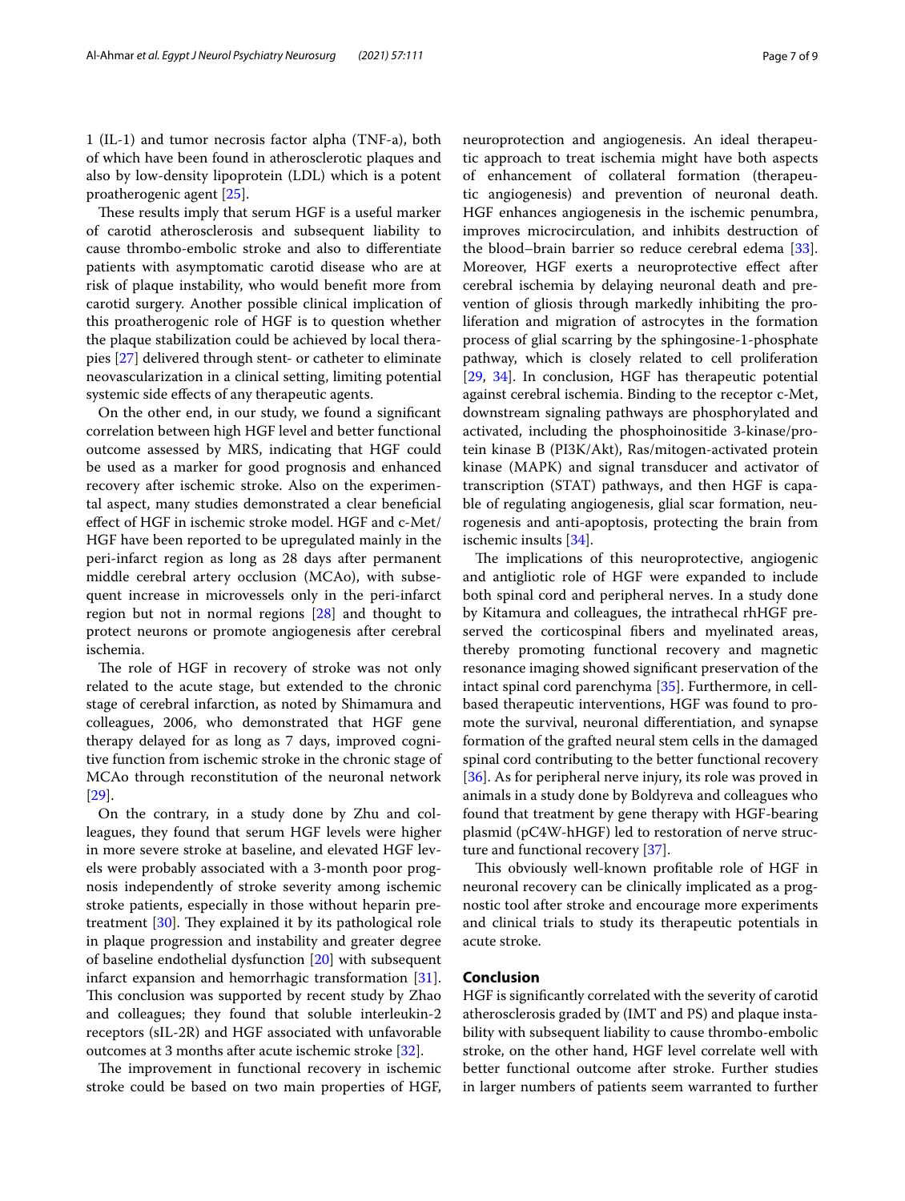1 (IL-1) and tumor necrosis factor alpha (TNF-a), both of which have been found in atherosclerotic plaques and also by low-density lipoprotein (LDL) which is a potent proatherogenic agent [25].

These results imply that serum HGF is a useful marker of carotid atherosclerosis and subsequent liability to cause thrombo-embolic stroke and also to differentiate patients with asymptomatic carotid disease who are at risk of plaque instability, who would benefit more from carotid surgery. Another possible clinical implication of this proatherogenic role of HGF is to question whether the plaque stabilization could be achieved by local therapies [27] delivered through stent- or catheter to eliminate neovascularization in a clinical setting, limiting potential systemic side effects of any therapeutic agents.

On the other end, in our study, we found a significant correlation between high HGF level and better functional outcome assessed by MRS, indicating that HGF could be used as a marker for good prognosis and enhanced recovery after ischemic stroke. Also on the experimental aspect, many studies demonstrated a clear beneficial effect of HGF in ischemic stroke model. HGF and c-Met/HGF have been reported to be upregulated mainly in the peri-infarct region as long as 28 days after permanent middle cerebral artery occlusion (MCAo), with subsequent increase in microvessels only in the peri-infarct region but not in normal regions [28] and thought to protect neurons or promote angiogenesis after cerebral ischemia.

The role of HGF in recovery of stroke was not only related to the acute stage, but extended to the chronic stage of cerebral infarction, as noted by Shimamura and colleagues, 2006, who demonstrated that HGF gene therapy delayed for as long as 7 days, improved cognitive function from ischemic stroke in the chronic stage of MCAo through reconstitution of the neuronal network [29].

On the contrary, in a study done by Zhu and colleagues, they found that serum HGF levels were higher in more severe stroke at baseline, and elevated HGF levels were probably associated with a 3-month poor prognosis independently of stroke severity among ischemic stroke patients, especially in those without heparin pretreatment [30]. They explained it by its pathological role in plaque progression and instability and greater degree of baseline endothelial dysfunction [20] with subsequent infarct expansion and hemorrhagic transformation [31]. This conclusion was supported by recent study by Zhao and colleagues; they found that soluble interleukin-2 receptors (sIL-2R) and HGF associated with unfavorable outcomes at 3 months after acute ischemic stroke [32].

The improvement in functional recovery in ischemic stroke could be based on two main properties of HGF, neuroprotection and angiogenesis. An ideal therapeutic approach to treat ischemia might have both aspects of enhancement of collateral formation (therapeutic angiogenesis) and prevention of neuronal death. HGF enhances angiogenesis in the ischemic penumbra, improves microcirculation, and inhibits destruction of the blood–brain barrier so reduce cerebral edema [33]. Moreover, HGF exerts a neuroprotective effect after cerebral ischemia by delaying neuronal death and prevention of gliosis through markedly inhibiting the proliferation and migration of astrocytes in the formation process of glial scarring by the sphingosine-1-phosphate pathway, which is closely related to cell proliferation [29, 34]. In conclusion, HGF has therapeutic potential against cerebral ischemia. Binding to the receptor c-Met, downstream signaling pathways are phosphorylated and activated, including the phosphoinositide 3-kinase/protein kinase B (PI3K/Akt), Ras/mitogen-activated protein kinase (MAPK) and signal transducer and activator of transcription (STAT) pathways, and then HGF is capable of regulating angiogenesis, glial scar formation, neurogenesis and anti-apoptosis, protecting the brain from ischemic insults [34].

The implications of this neuroprotective, angiogenic and antigliotic role of HGF were expanded to include both spinal cord and peripheral nerves. In a study done by Kitamura and colleagues, the intrathecal rhHGF preserved the corticospinal fibers and myelinated areas, thereby promoting functional recovery and magnetic resonance imaging showed significant preservation of the intact spinal cord parenchyma [35]. Furthermore, in cell-based therapeutic interventions, HGF was found to promote the survival, neuronal differentiation, and synapse formation of the grafted neural stem cells in the damaged spinal cord contributing to the better functional recovery [36]. As for peripheral nerve injury, its role was proved in animals in a study done by Boldyreva and colleagues who found that treatment by gene therapy with HGF-bearing plasmid (pC4W-hHGF) led to restoration of nerve structure and functional recovery [37].

This obviously well-known profitable role of HGF in neuronal recovery can be clinically implicated as a prognostic tool after stroke and encourage more experiments and clinical trials to study its therapeutic potentials in acute stroke.

## Conclusion

HGF is significantly correlated with the severity of carotid atherosclerosis graded by (IMT and PS) and plaque instability with subsequent liability to cause thrombo-embolic stroke, on the other hand, HGF level correlate well with better functional outcome after stroke. Further studies in larger numbers of patients seem warranted to further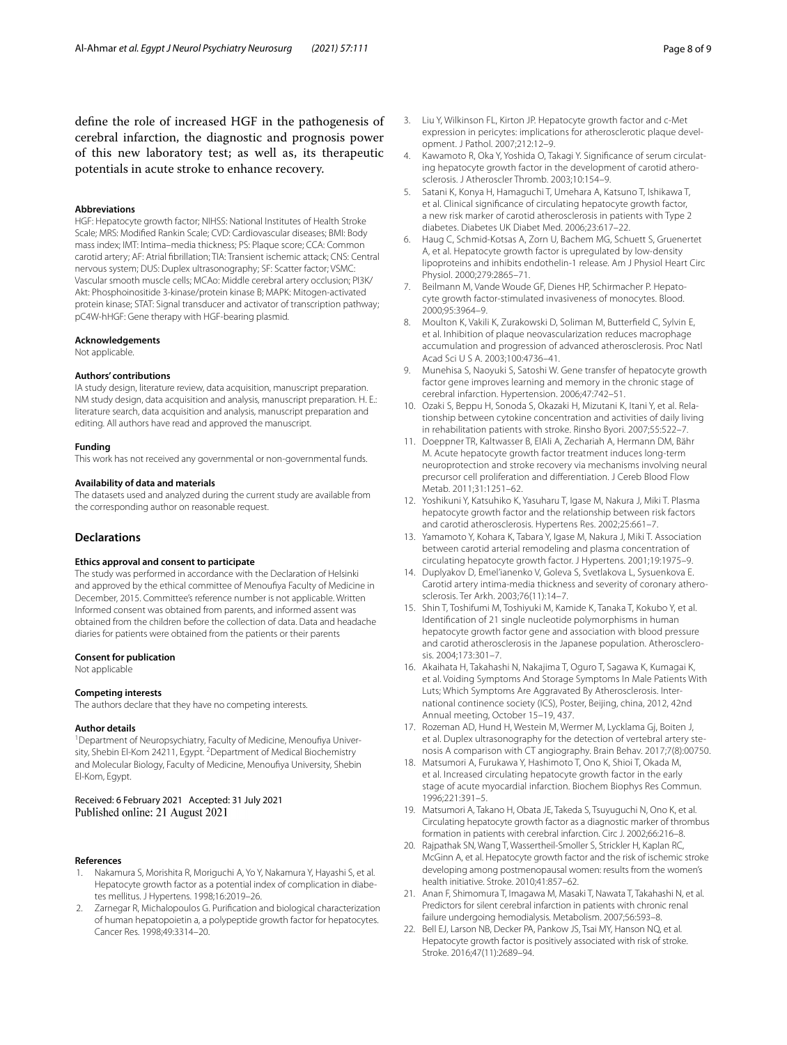define the role of increased HGF in the pathogenesis of cerebral infarction, the diagnostic and prognosis power of this new laboratory test; as well as, its therapeutic potentials in acute stroke to enhance recovery.

#### Abbreviations

HGF: Hepatocyte growth factor; NIHSS: National Institutes of Health Stroke Scale; MRS: Modified Rankin Scale; CVD: Cardiovascular diseases; BMI: Body mass index; IMT: Intima–media thickness; PS: Plaque score; CCA: Common carotid artery; AF: Atrial fibrillation; TIA: Transient ischemic attack; CNS: Central nervous system; DUS: Duplex ultrasonography; SF: Scatter factor; VSMC: Vascular smooth muscle cells; MCAo: Middle cerebral artery occlusion; PI3K/Akt: Phosphoinositide 3-kinase/protein kinase B; MAPK: Mitogen-activated protein kinase; STAT: Signal transducer and activator of transcription pathway; pC4W-hHGF: Gene therapy with HGF-bearing plasmid.

#### Acknowledgements

Not applicable.

#### Authors' contributions

IA study design, literature review, data acquisition, manuscript preparation. NM study design, data acquisition and analysis, manuscript preparation. H. E.: literature search, data acquisition and analysis, manuscript preparation and editing. All authors have read and approved the manuscript.

#### Funding

This work has not received any governmental or non-governmental funds.

#### Availability of data and materials

The datasets used and analyzed during the current study are available from the corresponding author on reasonable request.

## Declarations

#### Ethics approval and consent to participate

The study was performed in accordance with the Declaration of Helsinki and approved by the ethical committee of Menoufiya Faculty of Medicine in December, 2015. Committee's reference number is not applicable. Written Informed consent was obtained from parents, and informed assent was obtained from the children before the collection of data. Data and headache diaries for patients were obtained from the patients or their parents

#### Consent for publication

Not applicable

#### Competing interests

The authors declare that they have no competing interests.

#### Author details

[1]Department of Neuropsychiatry, Faculty of Medicine, Menoufiya University, Shebin El-Kom 24211, Egypt. [2]Department of Medical Biochemistry and Molecular Biology, Faculty of Medicine, Menoufiya University, Shebin El-Kom, Egypt.

Received: 6 February 2021 Accepted: 31 July 2021
Published online: 21 August 2021

#### References

1. Nakamura S, Morishita R, Moriguchi A, Yo Y, Nakamura Y, Hayashi S, et al. Hepatocyte growth factor as a potential index of complication in diabetes mellitus. J Hypertens. 1998;16:2019–26.
2. Zarnegar R, Michalopoulos G. Purification and biological characterization of human hepatopoietin a, a polypeptide growth factor for hepatocytes. Cancer Res. 1998;49:3314–20.
3. Liu Y, Wilkinson FL, Kirton JP. Hepatocyte growth factor and c-Met expression in pericytes: implications for atherosclerotic plaque development. J Pathol. 2007;212:12–9.
4. Kawamoto R, Oka Y, Yoshida O, Takagi Y. Significance of serum circulating hepatocyte growth factor in the development of carotid atherosclerosis. J Atheroscler Thromb. 2003;10:154–9.
5. Satani K, Konya H, Hamaguchi T, Umehara A, Katsuno T, Ishikawa T, et al. Clinical significance of circulating hepatocyte growth factor, a new risk marker of carotid atherosclerosis in patients with Type 2 diabetes. Diabetes UK Diabet Med. 2006;23:617–22.
6. Haug C, Schmid-Kotsas A, Zorn U, Bachem MG, Schuett S, Gruenertet A, et al. Hepatocyte growth factor is upregulated by low-density lipoproteins and inhibits endothelin-1 release. Am J Physiol Heart Circ Physiol. 2000;279:2865–71.
7. Beilmann M, Vande Woude GF, Dienes HP, Schirmacher P. Hepatocyte growth factor-stimulated invasiveness of monocytes. Blood. 2000;95:3964–9.
8. Moulton K, Vakili K, Zurakowski D, Soliman M, Butterfield C, Sylvin E, et al. Inhibition of plaque neovascularization reduces macrophage accumulation and progression of advanced atherosclerosis. Proc Natl Acad Sci U S A. 2003;100:4736–41.
9. Munehisa S, Naoyuki S, Satoshi W. Gene transfer of hepatocyte growth factor gene improves learning and memory in the chronic stage of cerebral infarction. Hypertension. 2006;47:742–51.
10. Ozaki S, Beppu H, Sonoda S, Okazaki H, Mizutani K, Itani Y, et al. Relationship between cytokine concentration and activities of daily living in rehabilitation patients with stroke. Rinsho Byori. 2007;55:522–7.
11. Doeppner TR, Kaltwasser B, ElAli A, Zechariah A, Hermann DM, Bähr M. Acute hepatocyte growth factor treatment induces long-term neuroprotection and stroke recovery via mechanisms involving neural precursor cell proliferation and differentiation. J Cereb Blood Flow Metab. 2011;31:1251–62.
12. Yoshikuni Y, Katsuhiko K, Yasuharu T, Igase M, Nakura J, Miki T. Plasma hepatocyte growth factor and the relationship between risk factors and carotid atherosclerosis. Hypertens Res. 2002;25:661–7.
13. Yamamoto Y, Kohara K, Tabara Y, Igase M, Nakura J, Miki T. Association between carotid arterial remodeling and plasma concentration of circulating hepatocyte growth factor. J Hypertens. 2001;19:1975–9.
14. Duplyakov D, Emel'ianenko V, Goleva S, Svetlakova L, Sysuenkova E. Carotid artery intima-media thickness and severity of coronary atherosclerosis. Ter Arkh. 2003;76(11):14–7.
15. Shin T, Toshifumi M, Toshiyuki M, Kamide K, Tanaka T, Kokubo Y, et al. Identification of 21 single nucleotide polymorphisms in human hepatocyte growth factor gene and association with blood pressure and carotid atherosclerosis in the Japanese population. Atherosclerosis. 2004;173:301–7.
16. Akaihata H, Takahashi N, Nakajima T, Oguro T, Sagawa K, Kumagai K, et al. Voiding Symptoms And Storage Symptoms In Male Patients With Luts; Which Symptoms Are Aggravated By Atherosclerosis. International continence society (ICS), Poster, Beijing, china, 2012, 42nd Annual meeting, October 15–19, 437.
17. Rozeman AD, Hund H, Westein M, Wermer M, Lycklama Gj, Boiten J, et al. Duplex ultrasonography for the detection of vertebral artery stenosis A comparison with CT angiography. Brain Behav. 2017;7(8):00750.
18. Matsumori A, Furukawa Y, Hashimoto T, Ono K, Shioi T, Okada M, et al. Increased circulating hepatocyte growth factor in the early stage of acute myocardial infarction. Biochem Biophys Res Commun. 1996;221:391–5.
19. Matsumori A, Takano H, Obata JE, Takeda S, Tsuyuguchi N, Ono K, et al. Circulating hepatocyte growth factor as a diagnostic marker of thrombus formation in patients with cerebral infarction. Circ J. 2002;66:216–8.
20. Rajpathak SN, Wang T, Wassertheil-Smoller S, Strickler H, Kaplan RC, McGinn A, et al. Hepatocyte growth factor and the risk of ischemic stroke developing among postmenopausal women: results from the women's health initiative. Stroke. 2010;41:857–62.
21. Anan F, Shimomura T, Imagawa M, Masaki T, Nawata T, Takahashi N, et al. Predictors for silent cerebral infarction in patients with chronic renal failure undergoing hemodialysis. Metabolism. 2007;56:593–8.
22. Bell EJ, Larson NB, Decker PA, Pankow JS, Tsai MY, Hanson NQ, et al. Hepatocyte growth factor is positively associated with risk of stroke. Stroke. 2016;47(11):2689–94.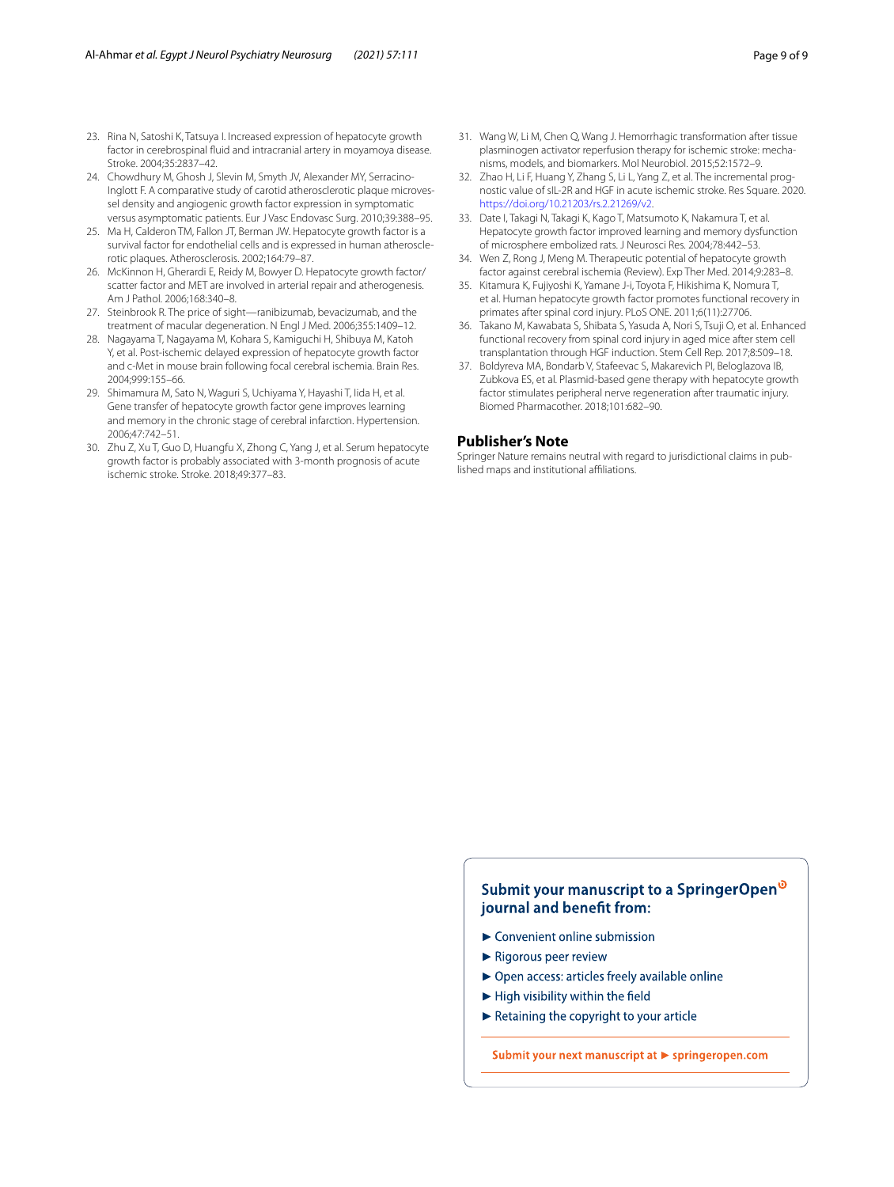23. Rina N, Satoshi K, Tatsuya I. Increased expression of hepatocyte growth factor in cerebrospinal fluid and intracranial artery in moyamoya disease. Stroke. 2004;35:2837–42.
24. Chowdhury M, Ghosh J, Slevin M, Smyth JV, Alexander MY, Serracino-Inglott F. A comparative study of carotid atherosclerotic plaque microvessel density and angiogenic growth factor expression in symptomatic versus asymptomatic patients. Eur J Vasc Endovasc Surg. 2010;39:388–95.
25. Ma H, Calderon TM, Fallon JT, Berman JW. Hepatocyte growth factor is a survival factor for endothelial cells and is expressed in human atherosclerotic plaques. Atherosclerosis. 2002;164:79–87.
26. McKinnon H, Gherardi E, Reidy M, Bowyer D. Hepatocyte growth factor/scatter factor and MET are involved in arterial repair and atherogenesis. Am J Pathol. 2006;168:340–8.
27. Steinbrook R. The price of sight—ranibizumab, bevacizumab, and the treatment of macular degeneration. N Engl J Med. 2006;355:1409–12.
28. Nagayama T, Nagayama M, Kohara S, Kamiguchi H, Shibuya M, Katoh Y, et al. Post-ischemic delayed expression of hepatocyte growth factor and c-Met in mouse brain following focal cerebral ischemia. Brain Res. 2004;999:155–66.
29. Shimamura M, Sato N, Waguri S, Uchiyama Y, Hayashi T, Iida H, et al. Gene transfer of hepatocyte growth factor gene improves learning and memory in the chronic stage of cerebral infarction. Hypertension. 2006;47:742–51.
30. Zhu Z, Xu T, Guo D, Huangfu X, Zhong C, Yang J, et al. Serum hepatocyte growth factor is probably associated with 3-month prognosis of acute ischemic stroke. Stroke. 2018;49:377–83.
31. Wang W, Li M, Chen Q, Wang J. Hemorrhagic transformation after tissue plasminogen activator reperfusion therapy for ischemic stroke: mechanisms, models, and biomarkers. Mol Neurobiol. 2015;52:1572–9.
32. Zhao H, Li F, Huang Y, Zhang S, Li L, Yang Z, et al. The incremental prognostic value of sIL-2R and HGF in acute ischemic stroke. Res Square. 2020. https://doi.org/10.21203/rs.2.21269/v2.
33. Date I, Takagi N, Takagi K, Kago T, Matsumoto K, Nakamura T, et al. Hepatocyte growth factor improved learning and memory dysfunction of microsphere embolized rats. J Neurosci Res. 2004;78:442–53.
34. Wen Z, Rong J, Meng M. Therapeutic potential of hepatocyte growth factor against cerebral ischemia (Review). Exp Ther Med. 2014;9:283–8.
35. Kitamura K, Fujiyoshi K, Yamane J-i, Toyota F, Hikishima K, Nomura T, et al. Human hepatocyte growth factor promotes functional recovery in primates after spinal cord injury. PLoS ONE. 2011;6(11):27706.
36. Takano M, Kawabata S, Shibata S, Yasuda A, Nori S, Tsuji O, et al. Enhanced functional recovery from spinal cord injury in aged mice after stem cell transplantation through HGF induction. Stem Cell Rep. 2017;8:509–18.
37. Boldyreva MA, Bondarb V, Stafeevac S, Makarevich PI, Beloglazova IB, Zubkova ES, et al. Plasmid-based gene therapy with hepatocyte growth factor stimulates peripheral nerve regeneration after traumatic injury. Biomed Pharmacother. 2018;101:682–90.

## Publisher's Note

Springer Nature remains neutral with regard to jurisdictional claims in published maps and institutional affiliations.

**Submit your manuscript to a SpringerOpen journal and benefit from:**

- ► Convenient online submission
- ► Rigorous peer review
- ► Open access: articles freely available online
- ► High visibility within the field
- ► Retaining the copyright to your article

**Submit your next manuscript at ► springeropen.com**